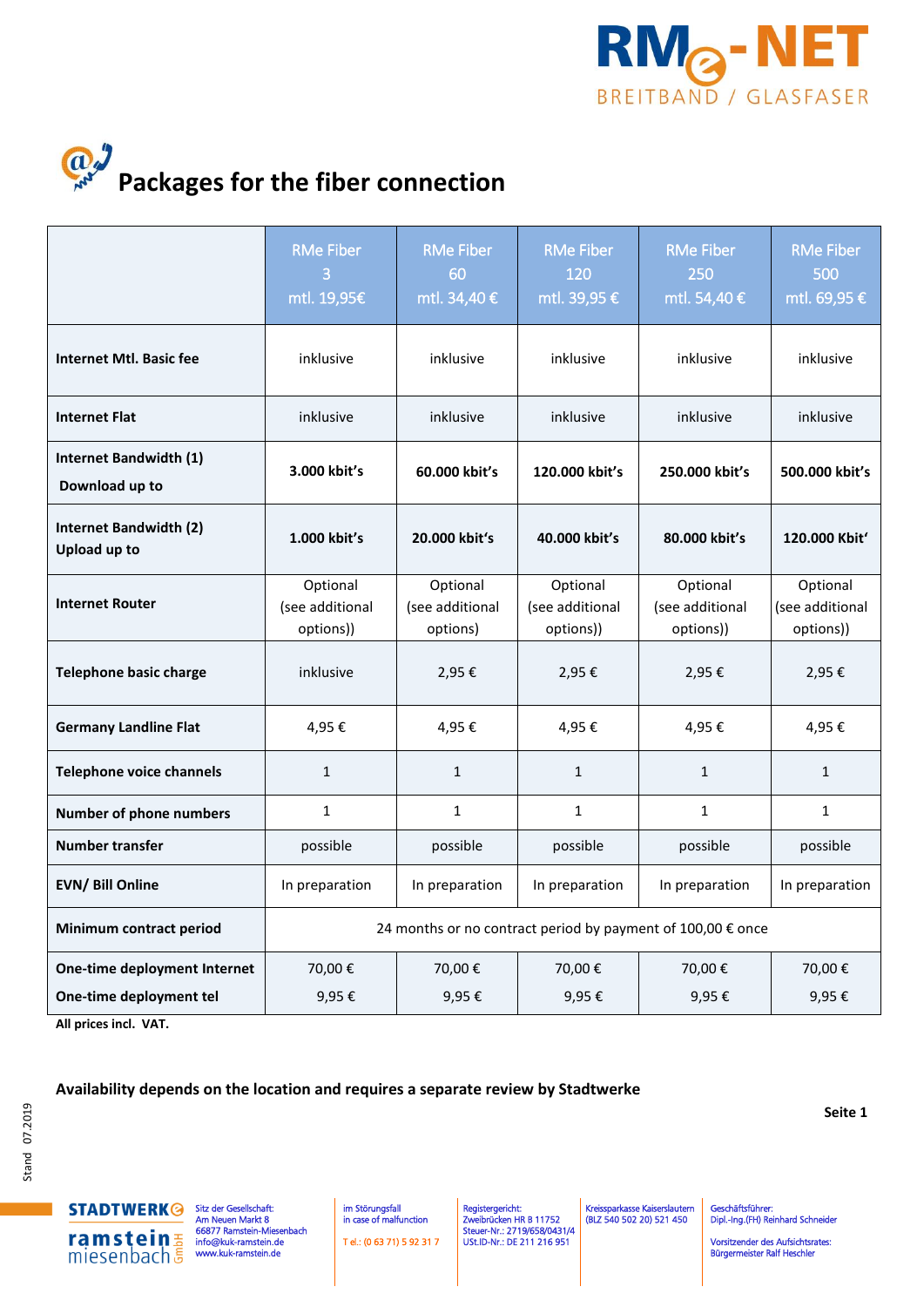# Packages for the fiber connection

| | RMe Fiber 3 mtl. 19,95€ | RMe Fiber 60 mtl. 34,40 € | RMe Fiber 120 mtl. 39,95 € | RMe Fiber 250 mtl. 54,40 € | RMe Fiber 500 mtl. 69,95 € |
|---|---|---|---|---|---|
| **Internet Mtl. Basic fee** | inklusive | inklusive | inklusive | inklusive | inklusive |
| **Internet Flat** | inklusive | inklusive | inklusive | inklusive | inklusive |
| **Internet Bandwidth (1) Download up to** | **3.000 kbit's** | **60.000 kbit's** | **120.000 kbit's** | **250.000 kbit's** | **500.000 kbit's** |
| **Internet Bandwidth (2) Upload up to** | **1.000 kbit's** | **20.000 kbit's** | **40.000 kbit's** | **80.000 kbit's** | **120.000 Kbit'** |
| **Internet Router** | Optional (see additional options)) | Optional (see additional options)) | Optional (see additional options)) | Optional (see additional options)) | Optional (see additional options)) |
| **Telephone basic charge** | inklusive | 2,95 € | 2,95 € | 2,95 € | 2,95 € |
| **Germany Landline Flat** | 4,95 € | 4,95 € | 4,95 € | 4,95 € | 4,95 € |
| **Telephone voice channels** | 1 | 1 | 1 | 1 | 1 |
| **Number of phone numbers** | 1 | 1 | 1 | 1 | 1 |
| **Number transfer** | possible | possible | possible | possible | possible |
| **EVN/ Bill Online** | In preparation | In preparation | In preparation | In preparation | In preparation |
| **Minimum contract period** | 24 months or no contract period by payment of 100,00 € once | | | | |
| **One-time deployment Internet** | 70,00 € | 70,00 € | 70,00 € | 70,00 € | 70,00 € |
| **One-time deployment tel** | 9,95 € | 9,95 € | 9,95 € | 9,95 € | 9,95 € |

**All prices incl. VAT.**

**Availability depends on the location and requires a separate review by Stadtwerke**

Stand 07.2019

Sitz der Gesellschaft:
Am Neuen Markt 8
66877 Ramstein-Miesenbach
info@kuk-ramstein.de
www.kuk-ramstein.de

im Störungsfall
in case of malfunction

Tel.: (0 63 71) 5 92 31 7

Registergericht:
Zweibrücken HR B 11752
Steuer-Nr.: 2719/658/0431/4
USt.ID-Nr.: DE 211 216 951

Kreissparkasse Kaiserslautern
(BLZ 540 502 20) 521 450

Geschäftsführer:
Dipl.-Ing.(FH) Reinhard Schneider

Vorsitzender des Aufsichtsrates:
Bürgermeister Ralf Heschler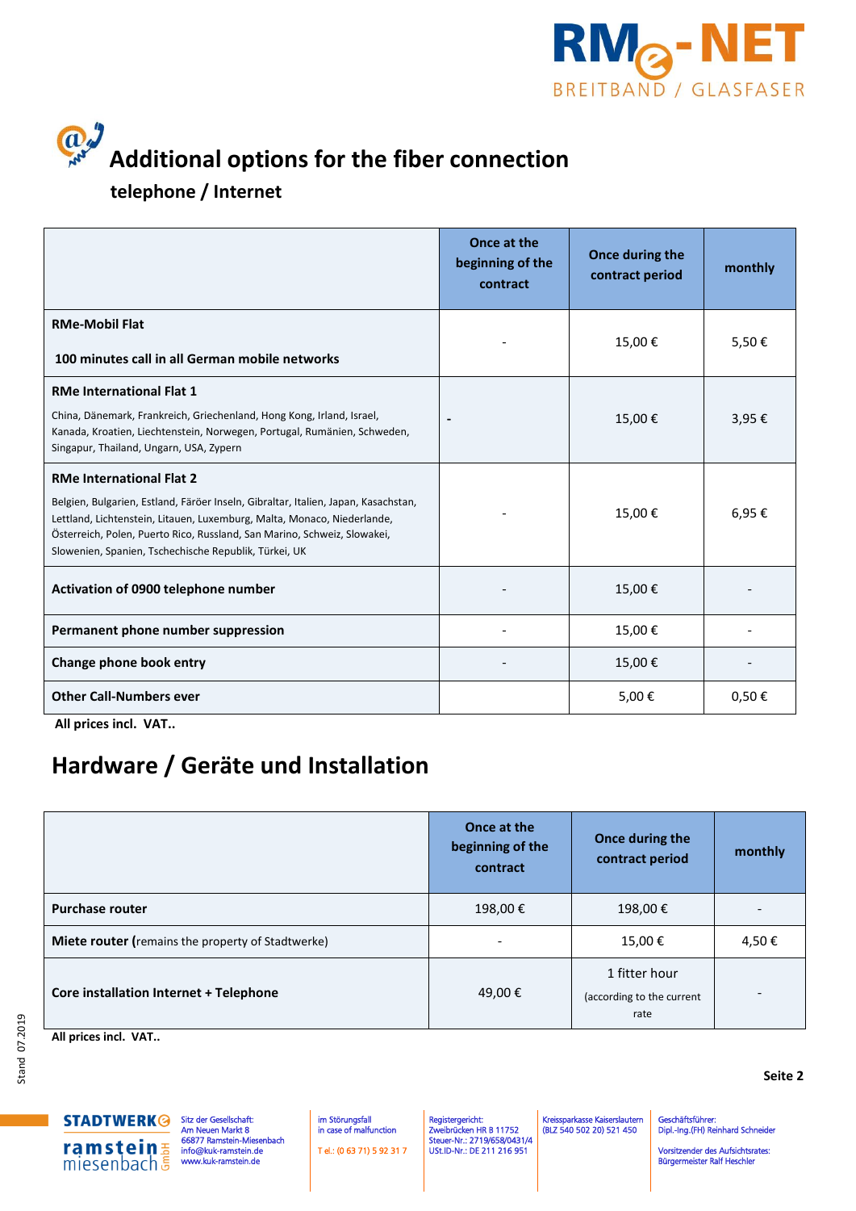# Additional options for the fiber connection

## telephone / Internet

| | Once at the beginning of the contract | Once during the contract period | monthly |
|---|---|---|---|
| **RMe-Mobil Flat**<br><br>**100 minutes call in all German mobile networks** | - | 15,00 € | 5,50 € |
| **RMe International Flat 1**<br><br>China, Dänemark, Frankreich, Griechenland, Hong Kong, Irland, Israel, Kanada, Kroatien, Liechtenstein, Norwegen, Portugal, Rumänien, Schweden, Singapur, Thailand, Ungarn, USA, Zypern | - | 15,00 € | 3,95 € |
| **RMe International Flat 2**<br><br>Belgien, Bulgarien, Estland, Färöer Inseln, Gibraltar, Italien, Japan, Kasachstan, Lettland, Lichtenstein, Litauen, Luxemburg, Malta, Monaco, Niederlande, Österreich, Polen, Puerto Rico, Russland, San Marino, Schweiz, Slowakei, Slowenien, Spanien, Tschechische Republik, Türkei, UK | - | 15,00 € | 6,95 € |
| **Activation of 0900 telephone number** | - | 15,00 € | - |
| **Permanent phone number suppression** | - | 15,00 € | - |
| **Change phone book entry** | - | 15,00 € | - |
| **Other Call-Numbers ever** | | 5,00 € | 0,50 € |

**All prices incl. VAT..**

## Hardware / Geräte und Installation

| | Once at the beginning of the contract | Once during the contract period | monthly |
|---|---|---|---|
| **Purchase router** | 198,00 € | 198,00 € | - |
| **Miete router** (remains the property of Stadtwerke) | - | 15,00 € | 4,50 € |
| **Core installation Internet + Telephone** | 49,00 € | 1 fitter hour<br>(according to the current rate | - |

**All prices incl. VAT..**

Stand 07.2019

Sitz der Gesellschaft:
Am Neuen Markt 8
66877 Ramstein-Miesenbach
info@kuk-ramstein.de
www.kuk-ramstein.de

im Störungsfall
in case of malfunction
Tel.: (0 63 71) 5 92 31 7

Registergericht:
Zweibrücken HR B 11752
Steuer-Nr.: 2719/658/0431/4
USt.ID-Nr.: DE 211 216 951

Kreissparkasse Kaiserslautern
(BLZ 540 502 20) 521 450

Geschäftsführer:
Dipl.-Ing.(FH) Reinhard Schneider

Vorsitzender des Aufsichtsrates:
Bürgermeister Ralf Heschler